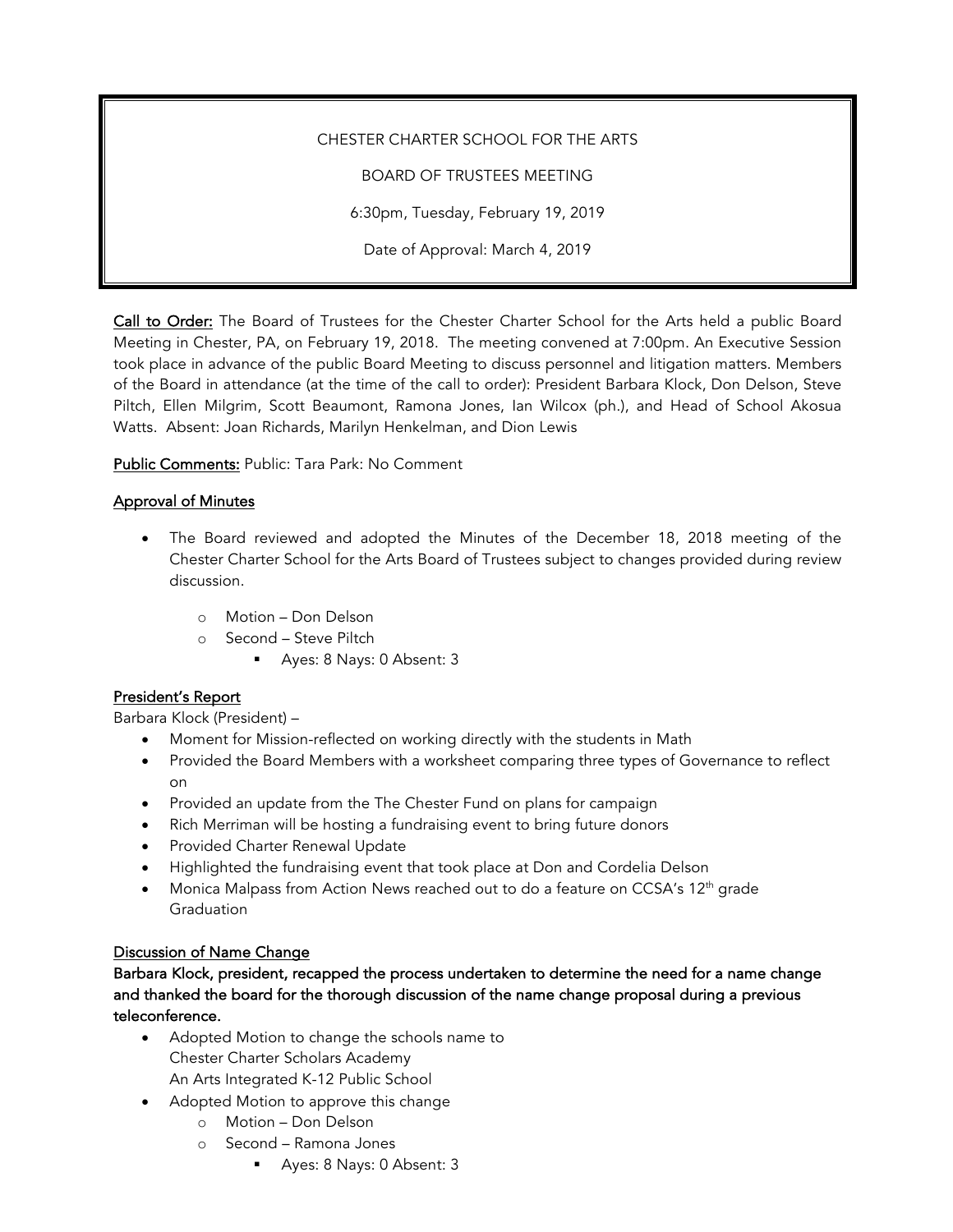CHESTER CHARTER SCHOOL FOR THE ARTS

BOARD OF TRUSTEES MEETING

6:30pm, Tuesday, February 19, 2019

Date of Approval: March 4, 2019

**Call to Order:** The Board of Trustees for the Chester Charter School for the Arts held a public Board Meeting in Chester, PA, on February 19, 2018. The meeting convened at 7:00pm. An Executive Session took place in advance of the public Board Meeting to discuss personnel and litigation matters. Members of the Board in attendance (at the time of the call to order): President Barbara Klock, Don Delson, Steve Piltch, Ellen Milgrim, Scott Beaumont, Ramona Jones, Ian Wilcox (ph.), and Head of School Akosua Watts. Absent: Joan Richards, Marilyn Henkelman, and Dion Lewis

**Public Comments:** Public: Tara Park: No Comment

## Approval of Minutes

- The Board reviewed and adopted the Minutes of the December 18, 2018 meeting of the Chester Charter School for the Arts Board of Trustees subject to changes provided during review discussion.
  - Motion – Don Delson
  - Second – Steve Piltch
    - Ayes: 8 Nays: 0 Absent: 3

## President's Report

Barbara Klock (President) –

- Moment for Mission-reflected on working directly with the students in Math
- Provided the Board Members with a worksheet comparing three types of Governance to reflect on
- Provided an update from the The Chester Fund on plans for campaign
- Rich Merriman will be hosting a fundraising event to bring future donors
- Provided Charter Renewal Update
- Highlighted the fundraising event that took place at Don and Cordelia Delson
- Monica Malpass from Action News reached out to do a feature on CCSA's 12th grade Graduation

## Discussion of Name Change

**Barbara Klock, president, recapped the process undertaken to determine the need for a name change and thanked the board for the thorough discussion of the name change proposal during a previous teleconference.**

- Adopted Motion to change the schools name to
  Chester Charter Scholars Academy
  An Arts Integrated K-12 Public School
- Adopted Motion to approve this change
  - Motion – Don Delson
  - Second – Ramona Jones
    - Ayes: 8 Nays: 0 Absent: 3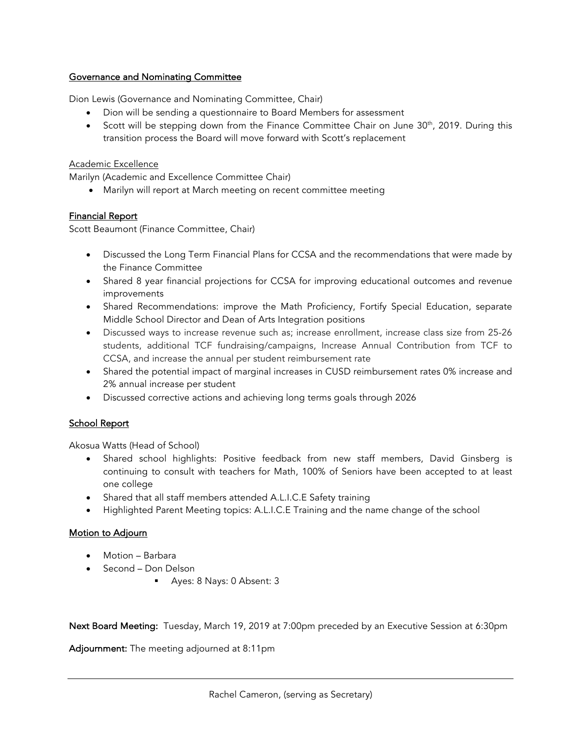## Governance and Nominating Committee

Dion Lewis (Governance and Nominating Committee, Chair)

- Dion will be sending a questionnaire to Board Members for assessment
- Scott will be stepping down from the Finance Committee Chair on June 30th, 2019. During this transition process the Board will move forward with Scott's replacement

## Academic Excellence

Marilyn (Academic and Excellence Committee Chair)

- Marilyn will report at March meeting on recent committee meeting

## Financial Report

Scott Beaumont (Finance Committee, Chair)

- Discussed the Long Term Financial Plans for CCSA and the recommendations that were made by the Finance Committee
- Shared 8 year financial projections for CCSA for improving educational outcomes and revenue improvements
- Shared Recommendations: improve the Math Proficiency, Fortify Special Education, separate Middle School Director and Dean of Arts Integration positions
- Discussed ways to increase revenue such as; increase enrollment, increase class size from 25-26 students, additional TCF fundraising/campaigns, Increase Annual Contribution from TCF to CCSA, and increase the annual per student reimbursement rate
- Shared the potential impact of marginal increases in CUSD reimbursement rates 0% increase and 2% annual increase per student
- Discussed corrective actions and achieving long terms goals through 2026

## School Report

Akosua Watts (Head of School)

- Shared school highlights: Positive feedback from new staff members, David Ginsberg is continuing to consult with teachers for Math, 100% of Seniors have been accepted to at least one college
- Shared that all staff members attended A.L.I.C.E Safety training
- Highlighted Parent Meeting topics: A.L.I.C.E Training and the name change of the school

## Motion to Adjourn

- Motion – Barbara
- Second – Don Delson
  - Ayes: 8 Nays: 0 Absent: 3

**Next Board Meeting:** Tuesday, March 19, 2019 at 7:00pm preceded by an Executive Session at 6:30pm

**Adjournment:** The meeting adjourned at 8:11pm

---

Rachel Cameron, (serving as Secretary)